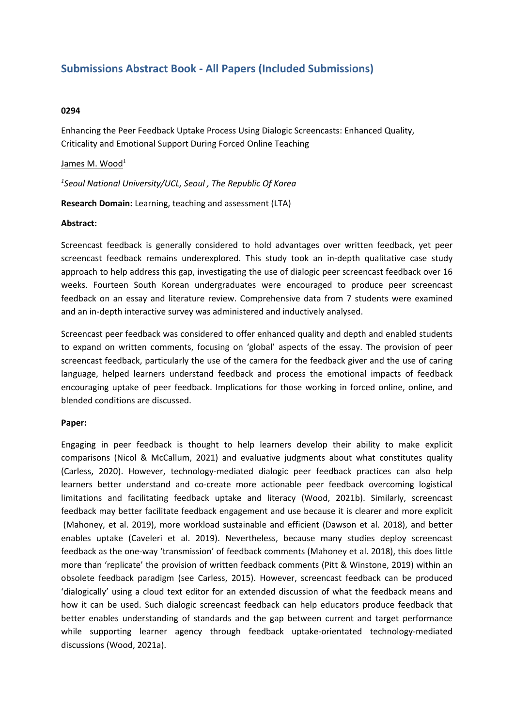# Submissions Abstract Book - All Papers (Included Submissions)

**0294**

Enhancing the Peer Feedback Uptake Process Using Dialogic Screencasts: Enhanced Quality, Criticality and Emotional Support During Forced Online Teaching

James M. Wood[1]

*[1]Seoul National University/UCL, Seoul , The Republic Of Korea*

**Research Domain:** Learning, teaching and assessment (LTA)

**Abstract:**

Screencast feedback is generally considered to hold advantages over written feedback, yet peer screencast feedback remains underexplored. This study took an in-depth qualitative case study approach to help address this gap, investigating the use of dialogic peer screencast feedback over 16 weeks. Fourteen South Korean undergraduates were encouraged to produce peer screencast feedback on an essay and literature review. Comprehensive data from 7 students were examined and an in-depth interactive survey was administered and inductively analysed.

Screencast peer feedback was considered to offer enhanced quality and depth and enabled students to expand on written comments, focusing on 'global' aspects of the essay. The provision of peer screencast feedback, particularly the use of the camera for the feedback giver and the use of caring language, helped learners understand feedback and process the emotional impacts of feedback encouraging uptake of peer feedback. Implications for those working in forced online, online, and blended conditions are discussed.

**Paper:**

Engaging in peer feedback is thought to help learners develop their ability to make explicit comparisons (Nicol & McCallum, 2021) and evaluative judgments about what constitutes quality (Carless, 2020). However, technology-mediated dialogic peer feedback practices can also help learners better understand and co-create more actionable peer feedback overcoming logistical limitations and facilitating feedback uptake and literacy (Wood, 2021b). Similarly, screencast feedback may better facilitate feedback engagement and use because it is clearer and more explicit (Mahoney, et al. 2019), more workload sustainable and efficient (Dawson et al. 2018), and better enables uptake (Caveleri et al. 2019). Nevertheless, because many studies deploy screencast feedback as the one-way 'transmission' of feedback comments (Mahoney et al. 2018), this does little more than 'replicate' the provision of written feedback comments (Pitt & Winstone, 2019) within an obsolete feedback paradigm (see Carless, 2015). However, screencast feedback can be produced 'dialogically' using a cloud text editor for an extended discussion of what the feedback means and how it can be used. Such dialogic screencast feedback can help educators produce feedback that better enables understanding of standards and the gap between current and target performance while supporting learner agency through feedback uptake-orientated technology-mediated discussions (Wood, 2021a).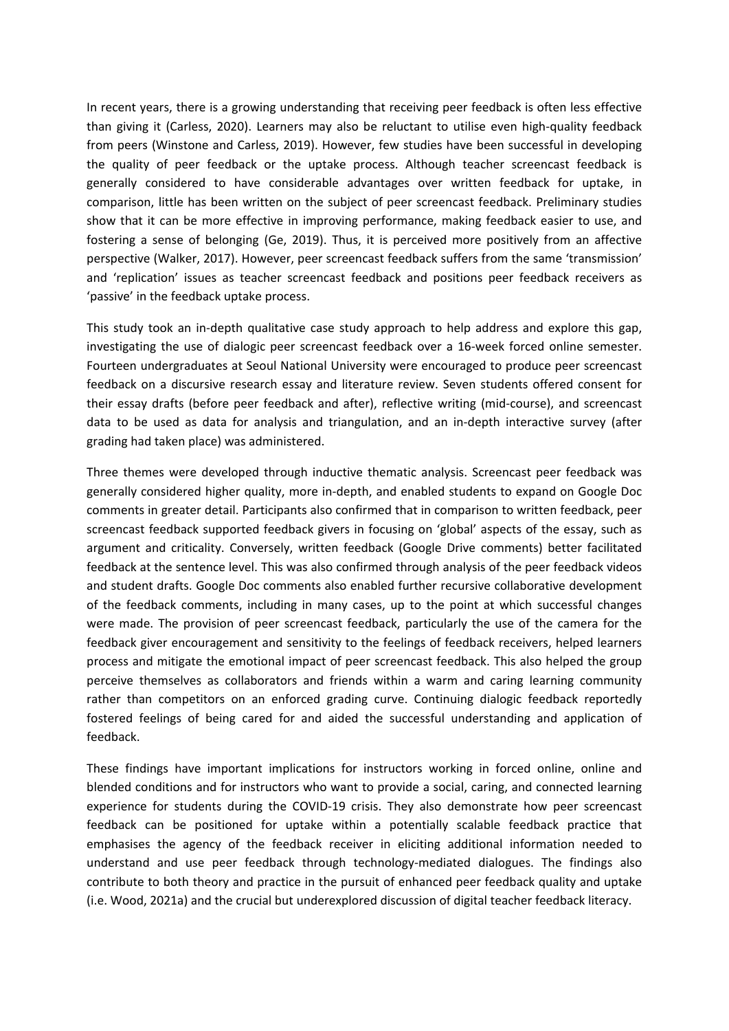In recent years, there is a growing understanding that receiving peer feedback is often less effective than giving it (Carless, 2020). Learners may also be reluctant to utilise even high-quality feedback from peers (Winstone and Carless, 2019). However, few studies have been successful in developing the quality of peer feedback or the uptake process. Although teacher screencast feedback is generally considered to have considerable advantages over written feedback for uptake, in comparison, little has been written on the subject of peer screencast feedback. Preliminary studies show that it can be more effective in improving performance, making feedback easier to use, and fostering a sense of belonging (Ge, 2019). Thus, it is perceived more positively from an affective perspective (Walker, 2017). However, peer screencast feedback suffers from the same 'transmission' and 'replication' issues as teacher screencast feedback and positions peer feedback receivers as 'passive' in the feedback uptake process.

This study took an in-depth qualitative case study approach to help address and explore this gap, investigating the use of dialogic peer screencast feedback over a 16-week forced online semester. Fourteen undergraduates at Seoul National University were encouraged to produce peer screencast feedback on a discursive research essay and literature review. Seven students offered consent for their essay drafts (before peer feedback and after), reflective writing (mid-course), and screencast data to be used as data for analysis and triangulation, and an in-depth interactive survey (after grading had taken place) was administered.

Three themes were developed through inductive thematic analysis. Screencast peer feedback was generally considered higher quality, more in-depth, and enabled students to expand on Google Doc comments in greater detail. Participants also confirmed that in comparison to written feedback, peer screencast feedback supported feedback givers in focusing on 'global' aspects of the essay, such as argument and criticality. Conversely, written feedback (Google Drive comments) better facilitated feedback at the sentence level. This was also confirmed through analysis of the peer feedback videos and student drafts. Google Doc comments also enabled further recursive collaborative development of the feedback comments, including in many cases, up to the point at which successful changes were made. The provision of peer screencast feedback, particularly the use of the camera for the feedback giver encouragement and sensitivity to the feelings of feedback receivers, helped learners process and mitigate the emotional impact of peer screencast feedback. This also helped the group perceive themselves as collaborators and friends within a warm and caring learning community rather than competitors on an enforced grading curve. Continuing dialogic feedback reportedly fostered feelings of being cared for and aided the successful understanding and application of feedback.

These findings have important implications for instructors working in forced online, online and blended conditions and for instructors who want to provide a social, caring, and connected learning experience for students during the COVID-19 crisis. They also demonstrate how peer screencast feedback can be positioned for uptake within a potentially scalable feedback practice that emphasises the agency of the feedback receiver in eliciting additional information needed to understand and use peer feedback through technology-mediated dialogues. The findings also contribute to both theory and practice in the pursuit of enhanced peer feedback quality and uptake (i.e. Wood, 2021a) and the crucial but underexplored discussion of digital teacher feedback literacy.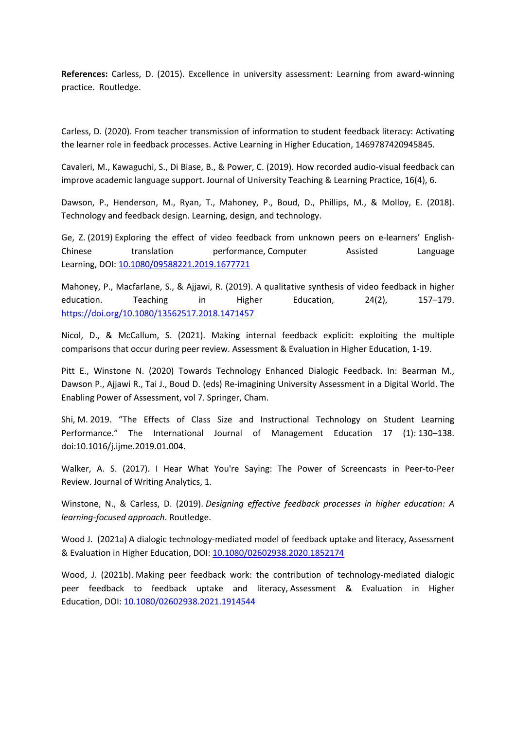**References:** Carless, D. (2015). Excellence in university assessment: Learning from award-winning practice. Routledge.

Carless, D. (2020). From teacher transmission of information to student feedback literacy: Activating the learner role in feedback processes. Active Learning in Higher Education, 1469787420945845.

Cavaleri, M., Kawaguchi, S., Di Biase, B., & Power, C. (2019). How recorded audio-visual feedback can improve academic language support. Journal of University Teaching & Learning Practice, 16(4), 6.

Dawson, P., Henderson, M., Ryan, T., Mahoney, P., Boud, D., Phillips, M., & Molloy, E. (2018). Technology and feedback design. Learning, design, and technology.

Ge, Z. (2019) Exploring the effect of video feedback from unknown peers on e-learners' English-Chinese translation performance, Computer Assisted Language Learning, DOI: 10.1080/09588221.2019.1677721

Mahoney, P., Macfarlane, S., & Ajjawi, R. (2019). A qualitative synthesis of video feedback in higher education. Teaching in Higher Education, 24(2), 157–179. https://doi.org/10.1080/13562517.2018.1471457

Nicol, D., & McCallum, S. (2021). Making internal feedback explicit: exploiting the multiple comparisons that occur during peer review. Assessment & Evaluation in Higher Education, 1-19.

Pitt E., Winstone N. (2020) Towards Technology Enhanced Dialogic Feedback. In: Bearman M., Dawson P., Ajjawi R., Tai J., Boud D. (eds) Re-imagining University Assessment in a Digital World. The Enabling Power of Assessment, vol 7. Springer, Cham.

Shi, M. 2019. "The Effects of Class Size and Instructional Technology on Student Learning Performance." The International Journal of Management Education 17 (1): 130–138. doi:10.1016/j.ijme.2019.01.004.

Walker, A. S. (2017). I Hear What You're Saying: The Power of Screencasts in Peer-to-Peer Review. Journal of Writing Analytics, 1.

Winstone, N., & Carless, D. (2019). *Designing effective feedback processes in higher education: A learning-focused approach*. Routledge.

Wood J. (2021a) A dialogic technology-mediated model of feedback uptake and literacy, Assessment & Evaluation in Higher Education, DOI: 10.1080/02602938.2020.1852174

Wood, J. (2021b). Making peer feedback work: the contribution of technology-mediated dialogic peer feedback to feedback uptake and literacy, Assessment & Evaluation in Higher Education, DOI: 10.1080/02602938.2021.1914544